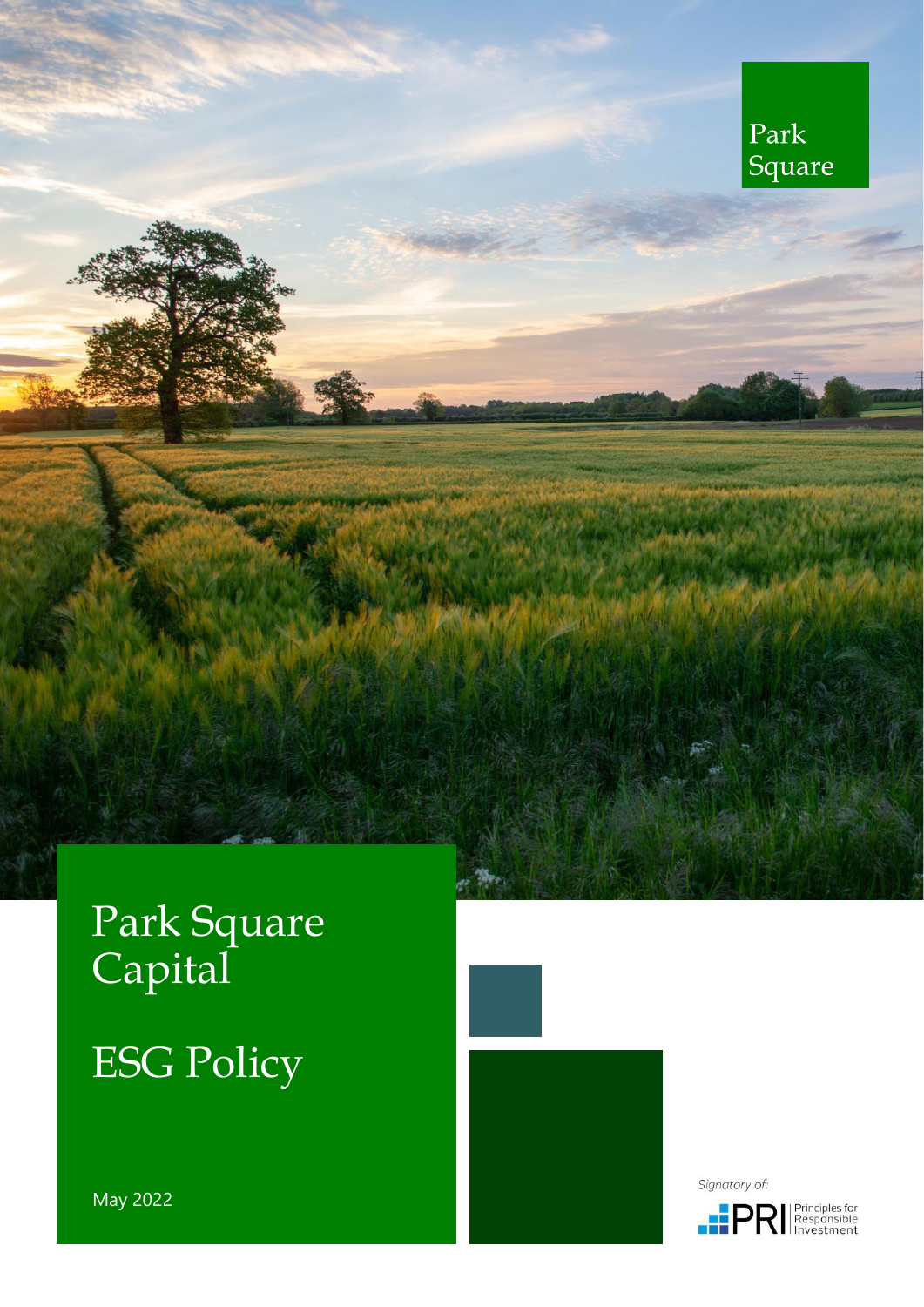Park Square

# Park Square Capital

# ESG Policy

May 2022

*Signatory of:*

PRI Principles for Responsible Investment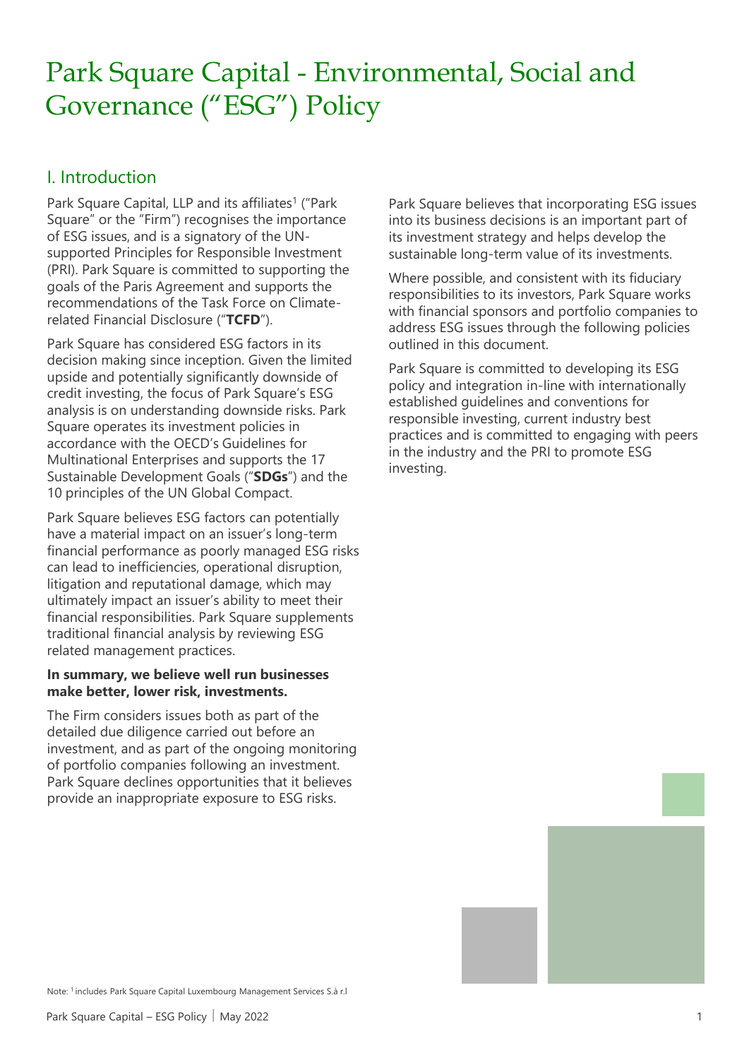# Park Square Capital - Environmental, Social and Governance ("ESG") Policy

## I. Introduction

Park Square Capital, LLP and its affiliates[1] ("Park Square" or the "Firm") recognises the importance of ESG issues, and is a signatory of the UN-supported Principles for Responsible Investment (PRI). Park Square is committed to supporting the goals of the Paris Agreement and supports the recommendations of the Task Force on Climate-related Financial Disclosure ("**TCFD**").

Park Square has considered ESG factors in its decision making since inception. Given the limited upside and potentially significantly downside of credit investing, the focus of Park Square's ESG analysis is on understanding downside risks. Park Square operates its investment policies in accordance with the OECD's Guidelines for Multinational Enterprises and supports the 17 Sustainable Development Goals ("**SDGs**") and the 10 principles of the UN Global Compact.

Park Square believes ESG factors can potentially have a material impact on an issuer's long-term financial performance as poorly managed ESG risks can lead to inefficiencies, operational disruption, litigation and reputational damage, which may ultimately impact an issuer's ability to meet their financial responsibilities. Park Square supplements traditional financial analysis by reviewing ESG related management practices.

**In summary, we believe well run businesses make better, lower risk, investments.**

The Firm considers issues both as part of the detailed due diligence carried out before an investment, and as part of the ongoing monitoring of portfolio companies following an investment. Park Square declines opportunities that it believes provide an inappropriate exposure to ESG risks.

Park Square believes that incorporating ESG issues into its business decisions is an important part of its investment strategy and helps develop the sustainable long-term value of its investments.

Where possible, and consistent with its fiduciary responsibilities to its investors, Park Square works with financial sponsors and portfolio companies to address ESG issues through the following policies outlined in this document.

Park Square is committed to developing its ESG policy and integration in-line with internationally established guidelines and conventions for responsible investing, current industry best practices and is committed to engaging with peers in the industry and the PRI to promote ESG investing.

Note: [1] includes Park Square Capital Luxembourg Management Services S.à r.l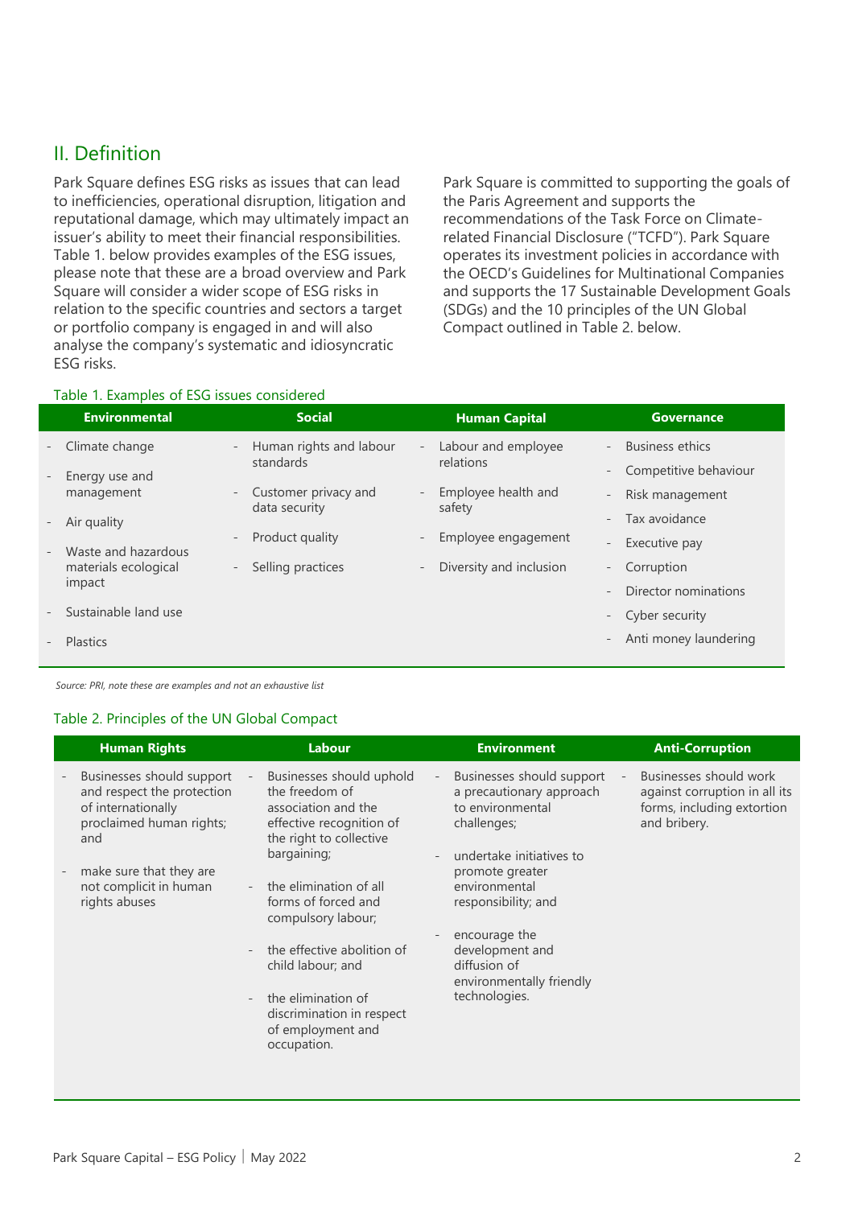## II. Definition

Park Square defines ESG risks as issues that can lead to inefficiencies, operational disruption, litigation and reputational damage, which may ultimately impact an issuer's ability to meet their financial responsibilities. Table 1. below provides examples of the ESG issues, please note that these are a broad overview and Park Square will consider a wider scope of ESG risks in relation to the specific countries and sectors a target or portfolio company is engaged in and will also analyse the company's systematic and idiosyncratic ESG risks.

Park Square is committed to supporting the goals of the Paris Agreement and supports the recommendations of the Task Force on Climate-related Financial Disclosure ("TCFD"). Park Square operates its investment policies in accordance with the OECD's Guidelines for Multinational Companies and supports the 17 Sustainable Development Goals (SDGs) and the 10 principles of the UN Global Compact outlined in Table 2. below.

Table 1. Examples of ESG issues considered

| Environmental | Social | Human Capital | Governance |
|---|---|---|---|
| - Climate change<br>- Energy use and management<br>- Air quality<br>- Waste and hazardous materials ecological impact<br>- Sustainable land use<br>- Plastics | - Human rights and labour standards<br>- Customer privacy and data security<br>- Product quality<br>- Selling practices | - Labour and employee relations<br>- Employee health and safety<br>- Employee engagement<br>- Diversity and inclusion | - Business ethics<br>- Competitive behaviour<br>- Risk management<br>- Tax avoidance<br>- Executive pay<br>- Corruption<br>- Director nominations<br>- Cyber security<br>- Anti money laundering |

*Source: PRI, note these are examples and not an exhaustive list*

Table 2. Principles of the UN Global Compact

| Human Rights | Labour | Environment | Anti-Corruption |
|---|---|---|---|
| - Businesses should support and respect the protection of internationally proclaimed human rights; and<br>- make sure that they are not complicit in human rights abuses | - Businesses should uphold the freedom of association and the effective recognition of the right to collective bargaining;<br>- the elimination of all forms of forced and compulsory labour;<br>- the effective abolition of child labour; and<br>- the elimination of discrimination in respect of employment and occupation. | - Businesses should support a precautionary approach to environmental challenges;<br>- undertake initiatives to promote greater environmental responsibility; and<br>- encourage the development and diffusion of environmentally friendly technologies. | - Businesses should work against corruption in all its forms, including extortion and bribery. |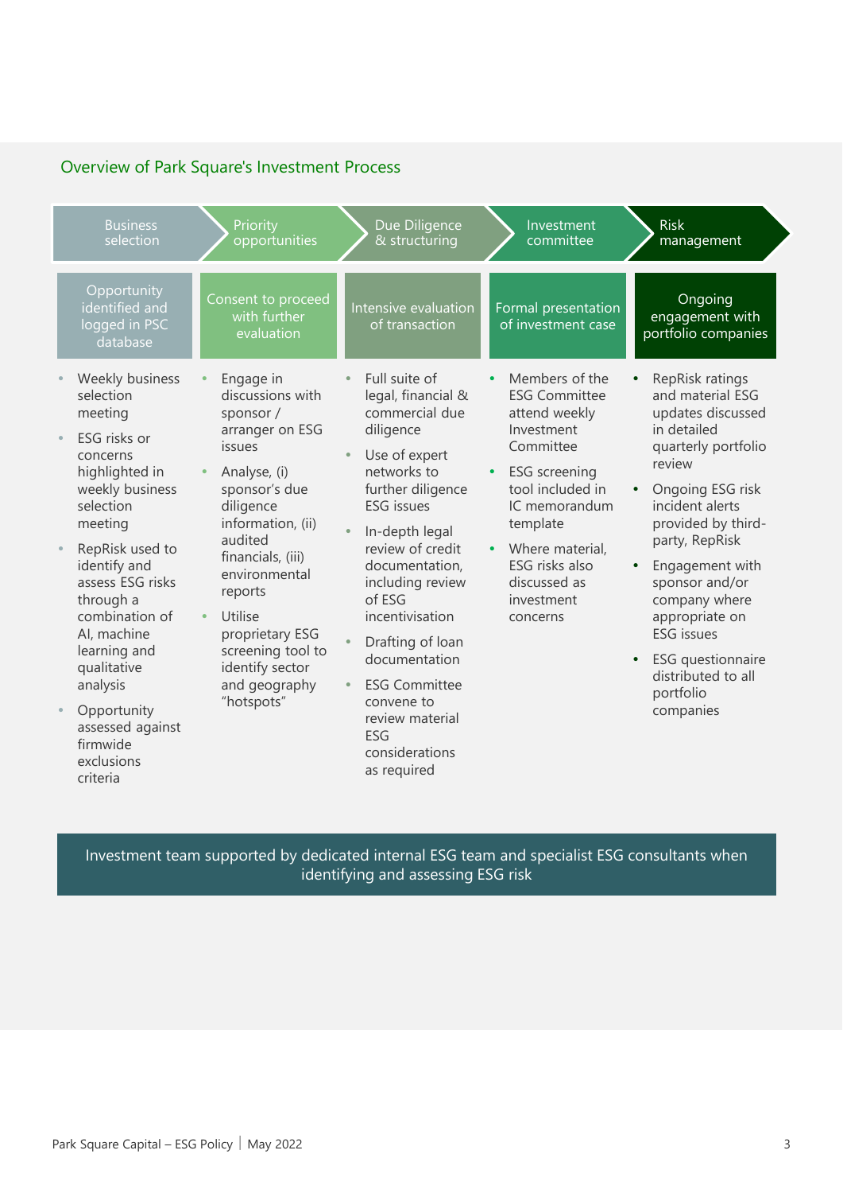## Overview of Park Square's Investment Process

### Business selection

**Opportunity identified and logged in PSC database**

- Weekly business selection meeting
- ESG risks or concerns highlighted in weekly business selection meeting
- RepRisk used to identify and assess ESG risks through a combination of AI, machine learning and qualitative analysis
- Opportunity assessed against firmwide exclusions criteria

### Priority opportunities

**Consent to proceed with further evaluation**

- Engage in discussions with sponsor / arranger on ESG issues
- Analyse, (i) sponsor's due diligence information, (ii) audited financials, (iii) environmental reports
- Utilise proprietary ESG screening tool to identify sector and geography "hotspots"

### Due Diligence & structuring

**Intensive evaluation of transaction**

- Full suite of legal, financial & commercial due diligence
- Use of expert networks to further diligence ESG issues
- In-depth legal review of credit documentation, including review of ESG incentivisation
- Drafting of loan documentation
- ESG Committee convene to review material ESG considerations as required

### Investment committee

**Formal presentation of investment case**

- Members of the ESG Committee attend weekly Investment Committee
- ESG screening tool included in IC memorandum template
- Where material, ESG risks also discussed as investment concerns

### Risk management

**Ongoing engagement with portfolio companies**

- RepRisk ratings and material ESG updates discussed in detailed quarterly portfolio review
- Ongoing ESG risk incident alerts provided by third-party, RepRisk
- Engagement with sponsor and/or company where appropriate on ESG issues
- ESG questionnaire distributed to all portfolio companies

Investment team supported by dedicated internal ESG team and specialist ESG consultants when identifying and assessing ESG risk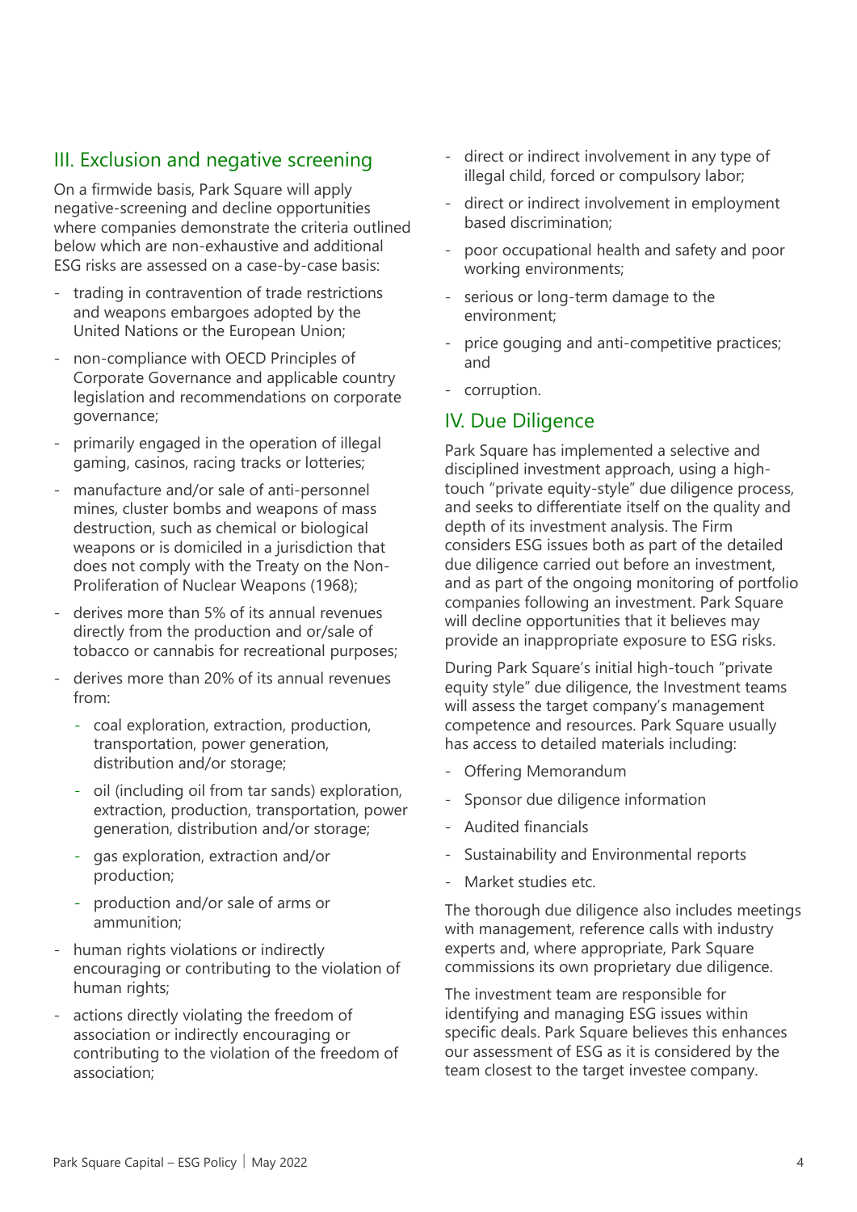## III. Exclusion and negative screening

On a firmwide basis, Park Square will apply negative-screening and decline opportunities where companies demonstrate the criteria outlined below which are non-exhaustive and additional ESG risks are assessed on a case-by-case basis:

- trading in contravention of trade restrictions and weapons embargoes adopted by the United Nations or the European Union;
- non-compliance with OECD Principles of Corporate Governance and applicable country legislation and recommendations on corporate governance;
- primarily engaged in the operation of illegal gaming, casinos, racing tracks or lotteries;
- manufacture and/or sale of anti-personnel mines, cluster bombs and weapons of mass destruction, such as chemical or biological weapons or is domiciled in a jurisdiction that does not comply with the Treaty on the Non-Proliferation of Nuclear Weapons (1968);
- derives more than 5% of its annual revenues directly from the production and or/sale of tobacco or cannabis for recreational purposes;
- derives more than 20% of its annual revenues from:
  - coal exploration, extraction, production, transportation, power generation, distribution and/or storage;
  - oil (including oil from tar sands) exploration, extraction, production, transportation, power generation, distribution and/or storage;
  - gas exploration, extraction and/or production;
  - production and/or sale of arms or ammunition;
- human rights violations or indirectly encouraging or contributing to the violation of human rights;
- actions directly violating the freedom of association or indirectly encouraging or contributing to the violation of the freedom of association;
- direct or indirect involvement in any type of illegal child, forced or compulsory labor;
- direct or indirect involvement in employment based discrimination;
- poor occupational health and safety and poor working environments;
- serious or long-term damage to the environment;
- price gouging and anti-competitive practices; and
- corruption.

## IV. Due Diligence

Park Square has implemented a selective and disciplined investment approach, using a high-touch "private equity-style" due diligence process, and seeks to differentiate itself on the quality and depth of its investment analysis. The Firm considers ESG issues both as part of the detailed due diligence carried out before an investment, and as part of the ongoing monitoring of portfolio companies following an investment. Park Square will decline opportunities that it believes may provide an inappropriate exposure to ESG risks.

During Park Square's initial high-touch "private equity style" due diligence, the Investment teams will assess the target company's management competence and resources. Park Square usually has access to detailed materials including:

- Offering Memorandum
- Sponsor due diligence information
- Audited financials
- Sustainability and Environmental reports
- Market studies etc.

The thorough due diligence also includes meetings with management, reference calls with industry experts and, where appropriate, Park Square commissions its own proprietary due diligence.

The investment team are responsible for identifying and managing ESG issues within specific deals. Park Square believes this enhances our assessment of ESG as it is considered by the team closest to the target investee company.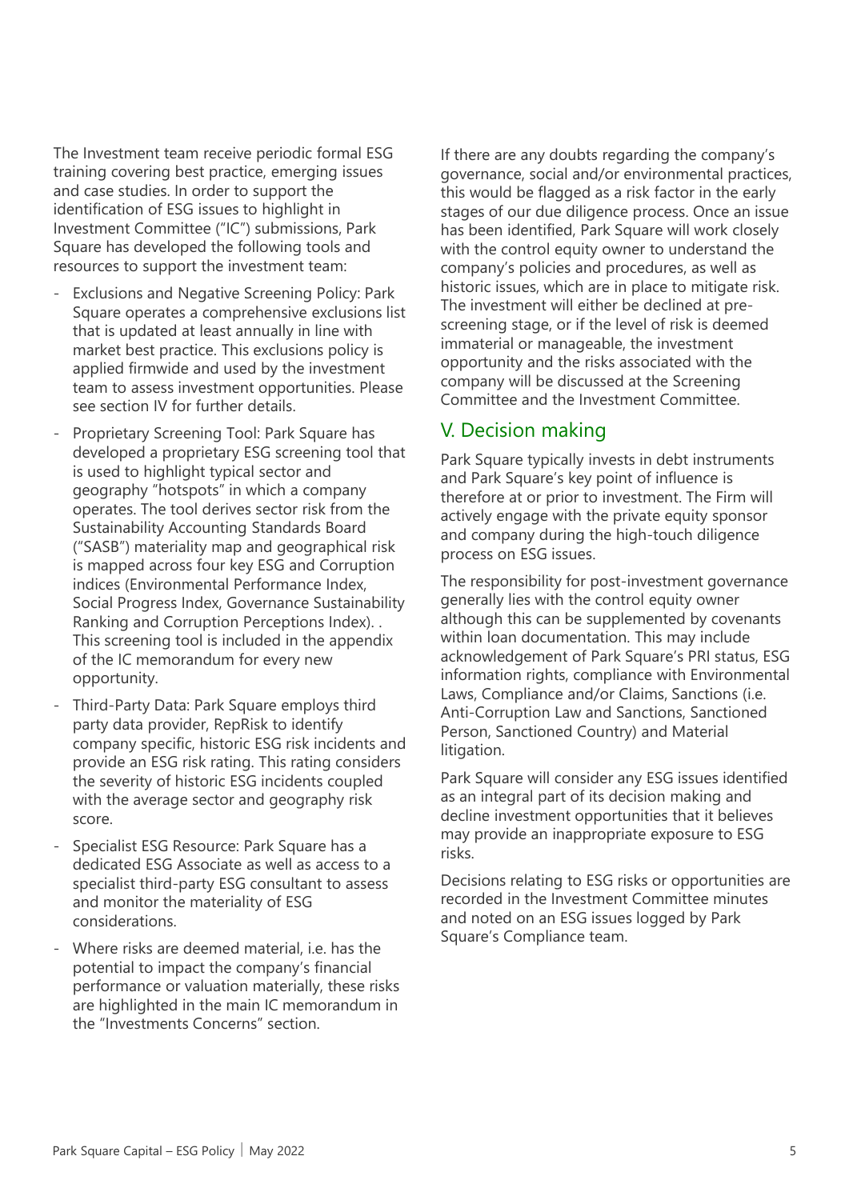The Investment team receive periodic formal ESG training covering best practice, emerging issues and case studies. In order to support the identification of ESG issues to highlight in Investment Committee ("IC") submissions, Park Square has developed the following tools and resources to support the investment team:

- Exclusions and Negative Screening Policy: Park Square operates a comprehensive exclusions list that is updated at least annually in line with market best practice. This exclusions policy is applied firmwide and used by the investment team to assess investment opportunities. Please see section IV for further details.
- Proprietary Screening Tool: Park Square has developed a proprietary ESG screening tool that is used to highlight typical sector and geography "hotspots" in which a company operates. The tool derives sector risk from the Sustainability Accounting Standards Board ("SASB") materiality map and geographical risk is mapped across four key ESG and Corruption indices (Environmental Performance Index, Social Progress Index, Governance Sustainability Ranking and Corruption Perceptions Index). . This screening tool is included in the appendix of the IC memorandum for every new opportunity.
- Third-Party Data: Park Square employs third party data provider, RepRisk to identify company specific, historic ESG risk incidents and provide an ESG risk rating. This rating considers the severity of historic ESG incidents coupled with the average sector and geography risk score.
- Specialist ESG Resource: Park Square has a dedicated ESG Associate as well as access to a specialist third-party ESG consultant to assess and monitor the materiality of ESG considerations.
- Where risks are deemed material, i.e. has the potential to impact the company's financial performance or valuation materially, these risks are highlighted in the main IC memorandum in the "Investments Concerns" section.

If there are any doubts regarding the company's governance, social and/or environmental practices, this would be flagged as a risk factor in the early stages of our due diligence process. Once an issue has been identified, Park Square will work closely with the control equity owner to understand the company's policies and procedures, as well as historic issues, which are in place to mitigate risk. The investment will either be declined at pre-screening stage, or if the level of risk is deemed immaterial or manageable, the investment opportunity and the risks associated with the company will be discussed at the Screening Committee and the Investment Committee.

## V. Decision making

Park Square typically invests in debt instruments and Park Square's key point of influence is therefore at or prior to investment. The Firm will actively engage with the private equity sponsor and company during the high-touch diligence process on ESG issues.

The responsibility for post-investment governance generally lies with the control equity owner although this can be supplemented by covenants within loan documentation. This may include acknowledgement of Park Square's PRI status, ESG information rights, compliance with Environmental Laws, Compliance and/or Claims, Sanctions (i.e. Anti-Corruption Law and Sanctions, Sanctioned Person, Sanctioned Country) and Material litigation.

Park Square will consider any ESG issues identified as an integral part of its decision making and decline investment opportunities that it believes may provide an inappropriate exposure to ESG risks.

Decisions relating to ESG risks or opportunities are recorded in the Investment Committee minutes and noted on an ESG issues logged by Park Square's Compliance team.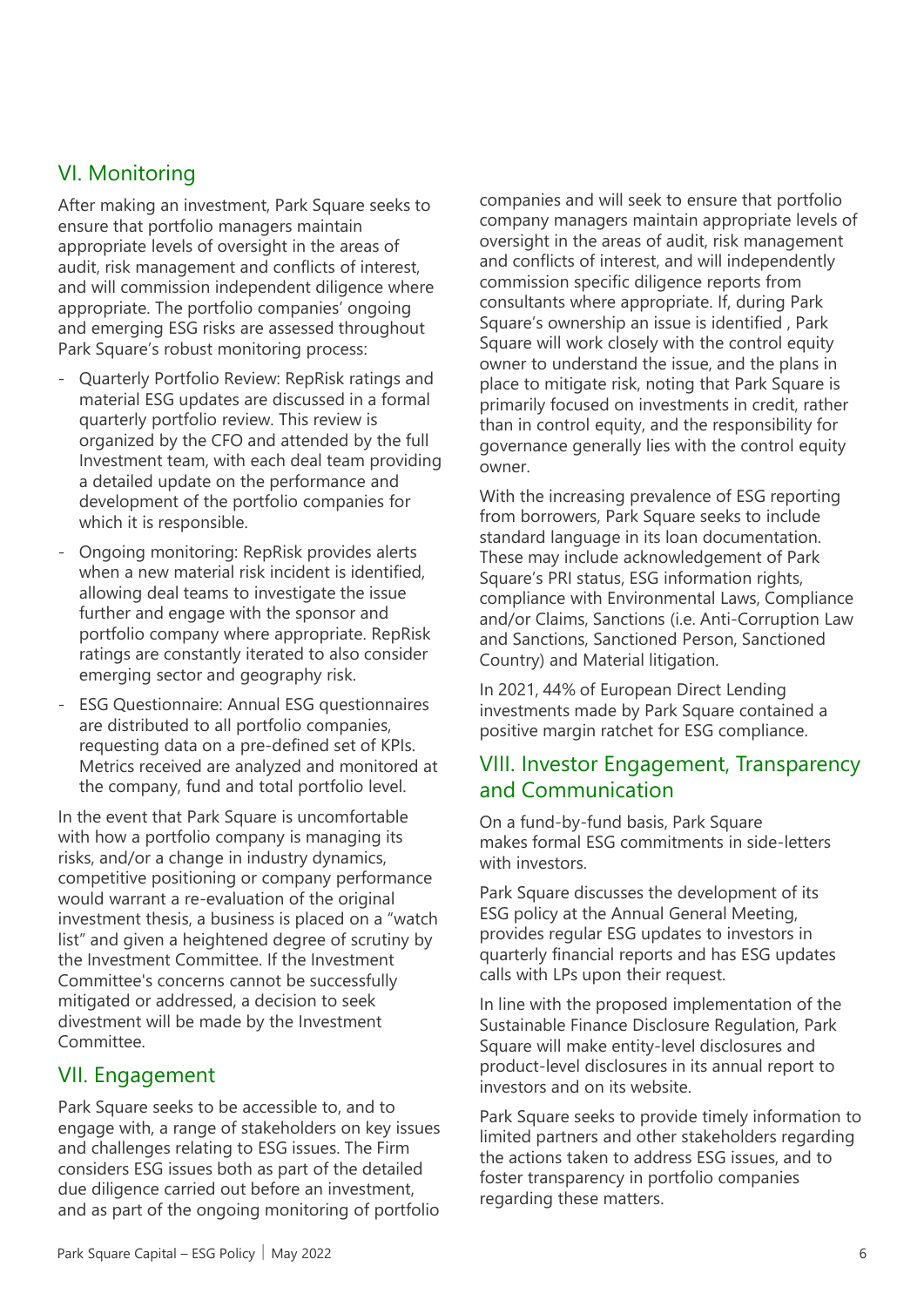## VI. Monitoring

After making an investment, Park Square seeks to ensure that portfolio managers maintain appropriate levels of oversight in the areas of audit, risk management and conflicts of interest, and will commission independent diligence where appropriate. The portfolio companies' ongoing and emerging ESG risks are assessed throughout Park Square's robust monitoring process:

- Quarterly Portfolio Review: RepRisk ratings and material ESG updates are discussed in a formal quarterly portfolio review. This review is organized by the CFO and attended by the full Investment team, with each deal team providing a detailed update on the performance and development of the portfolio companies for which it is responsible.
- Ongoing monitoring: RepRisk provides alerts when a new material risk incident is identified, allowing deal teams to investigate the issue further and engage with the sponsor and portfolio company where appropriate. RepRisk ratings are constantly iterated to also consider emerging sector and geography risk.
- ESG Questionnaire: Annual ESG questionnaires are distributed to all portfolio companies, requesting data on a pre-defined set of KPIs. Metrics received are analyzed and monitored at the company, fund and total portfolio level.

In the event that Park Square is uncomfortable with how a portfolio company is managing its risks, and/or a change in industry dynamics, competitive positioning or company performance would warrant a re-evaluation of the original investment thesis, a business is placed on a "watch list" and given a heightened degree of scrutiny by the Investment Committee. If the Investment Committee's concerns cannot be successfully mitigated or addressed, a decision to seek divestment will be made by the Investment Committee.

## VII. Engagement

Park Square seeks to be accessible to, and to engage with, a range of stakeholders on key issues and challenges relating to ESG issues. The Firm considers ESG issues both as part of the detailed due diligence carried out before an investment, and as part of the ongoing monitoring of portfolio companies and will seek to ensure that portfolio company managers maintain appropriate levels of oversight in the areas of audit, risk management and conflicts of interest, and will independently commission specific diligence reports from consultants where appropriate. If, during Park Square's ownership an issue is identified , Park Square will work closely with the control equity owner to understand the issue, and the plans in place to mitigate risk, noting that Park Square is primarily focused on investments in credit, rather than in control equity, and the responsibility for governance generally lies with the control equity owner.

With the increasing prevalence of ESG reporting from borrowers, Park Square seeks to include standard language in its loan documentation. These may include acknowledgement of Park Square's PRI status, ESG information rights, compliance with Environmental Laws, Compliance and/or Claims, Sanctions (i.e. Anti-Corruption Law and Sanctions, Sanctioned Person, Sanctioned Country) and Material litigation.

In 2021, 44% of European Direct Lending investments made by Park Square contained a positive margin ratchet for ESG compliance.

## VIII. Investor Engagement, Transparency and Communication

On a fund-by-fund basis, Park Square makes formal ESG commitments in side-letters with investors.

Park Square discusses the development of its ESG policy at the Annual General Meeting, provides regular ESG updates to investors in quarterly financial reports and has ESG updates calls with LPs upon their request.

In line with the proposed implementation of the Sustainable Finance Disclosure Regulation, Park Square will make entity-level disclosures and product-level disclosures in its annual report to investors and on its website.

Park Square seeks to provide timely information to limited partners and other stakeholders regarding the actions taken to address ESG issues, and to foster transparency in portfolio companies regarding these matters.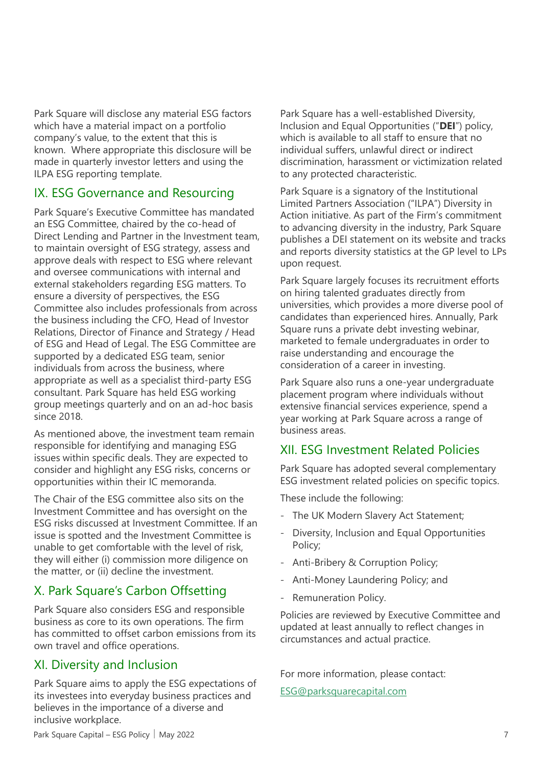Park Square will disclose any material ESG factors which have a material impact on a portfolio company's value, to the extent that this is known. Where appropriate this disclosure will be made in quarterly investor letters and using the ILPA ESG reporting template.

## IX. ESG Governance and Resourcing

Park Square's Executive Committee has mandated an ESG Committee, chaired by the co-head of Direct Lending and Partner in the Investment team, to maintain oversight of ESG strategy, assess and approve deals with respect to ESG where relevant and oversee communications with internal and external stakeholders regarding ESG matters. To ensure a diversity of perspectives, the ESG Committee also includes professionals from across the business including the CFO, Head of Investor Relations, Director of Finance and Strategy / Head of ESG and Head of Legal. The ESG Committee are supported by a dedicated ESG team, senior individuals from across the business, where appropriate as well as a specialist third-party ESG consultant. Park Square has held ESG working group meetings quarterly and on an ad-hoc basis since 2018.

As mentioned above, the investment team remain responsible for identifying and managing ESG issues within specific deals. They are expected to consider and highlight any ESG risks, concerns or opportunities within their IC memoranda.

The Chair of the ESG committee also sits on the Investment Committee and has oversight on the ESG risks discussed at Investment Committee. If an issue is spotted and the Investment Committee is unable to get comfortable with the level of risk, they will either (i) commission more diligence on the matter, or (ii) decline the investment.

## X. Park Square's Carbon Offsetting

Park Square also considers ESG and responsible business as core to its own operations. The firm has committed to offset carbon emissions from its own travel and office operations.

## XI. Diversity and Inclusion

Park Square aims to apply the ESG expectations of its investees into everyday business practices and believes in the importance of a diverse and inclusive workplace.

Park Square has a well-established Diversity, Inclusion and Equal Opportunities ("**DEI**") policy, which is available to all staff to ensure that no individual suffers, unlawful direct or indirect discrimination, harassment or victimization related to any protected characteristic.

Park Square is a signatory of the Institutional Limited Partners Association ("ILPA") Diversity in Action initiative. As part of the Firm's commitment to advancing diversity in the industry, Park Square publishes a DEI statement on its website and tracks and reports diversity statistics at the GP level to LPs upon request.

Park Square largely focuses its recruitment efforts on hiring talented graduates directly from universities, which provides a more diverse pool of candidates than experienced hires. Annually, Park Square runs a private debt investing webinar, marketed to female undergraduates in order to raise understanding and encourage the consideration of a career in investing.

Park Square also runs a one-year undergraduate placement program where individuals without extensive financial services experience, spend a year working at Park Square across a range of business areas.

## XII. ESG Investment Related Policies

Park Square has adopted several complementary ESG investment related policies on specific topics.

These include the following:

- The UK Modern Slavery Act Statement;
- Diversity, Inclusion and Equal Opportunities Policy;
- Anti-Bribery & Corruption Policy;
- Anti-Money Laundering Policy; and
- Remuneration Policy.

Policies are reviewed by Executive Committee and updated at least annually to reflect changes in circumstances and actual practice.

For more information, please contact:

ESG@parksquarecapital.com